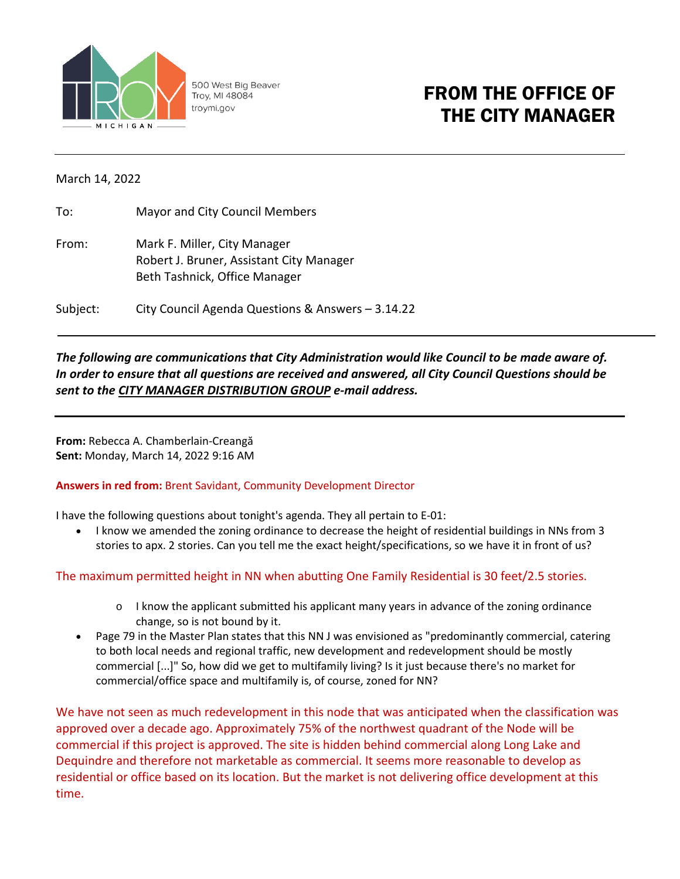500 West Big Beaver
Troy, MI 48084
troymi.gov

# FROM THE OFFICE OF THE CITY MANAGER

---

March 14, 2022

To: Mayor and City Council Members

From: Mark F. Miller, City Manager
Robert J. Bruner, Assistant City Manager
Beth Tashnick, Office Manager

Subject: City Council Agenda Questions & Answers – 3.14.22

---

***The following are communications that City Administration would like Council to be made aware of. In order to ensure that all questions are received and answered, all City Council Questions should be sent to the CITY MANAGER DISTRIBUTION GROUP e-mail address.***

---

**From:** Rebecca A. Chamberlain-Creangă
**Sent:** Monday, March 14, 2022 9:16 AM

**Answers in red from:** Brent Savidant, Community Development Director

I have the following questions about tonight's agenda. They all pertain to E-01:

- I know we amended the zoning ordinance to decrease the height of residential buildings in NNs from 3 stories to apx. 2 stories. Can you tell me the exact height/specifications, so we have it in front of us?

The maximum permitted height in NN when abutting One Family Residential is 30 feet/2.5 stories.

  - I know the applicant submitted his applicant many years in advance of the zoning ordinance change, so is not bound by it.

- Page 79 in the Master Plan states that this NN J was envisioned as "predominantly commercial, catering to both local needs and regional traffic, new development and redevelopment should be mostly commercial [...]" So, how did we get to multifamily living? Is it just because there's no market for commercial/office space and multifamily is, of course, zoned for NN?

We have not seen as much redevelopment in this node that was anticipated when the classification was approved over a decade ago. Approximately 75% of the northwest quadrant of the Node will be commercial if this project is approved. The site is hidden behind commercial along Long Lake and Dequindre and therefore not marketable as commercial. It seems more reasonable to develop as residential or office based on its location. But the market is not delivering office development at this time.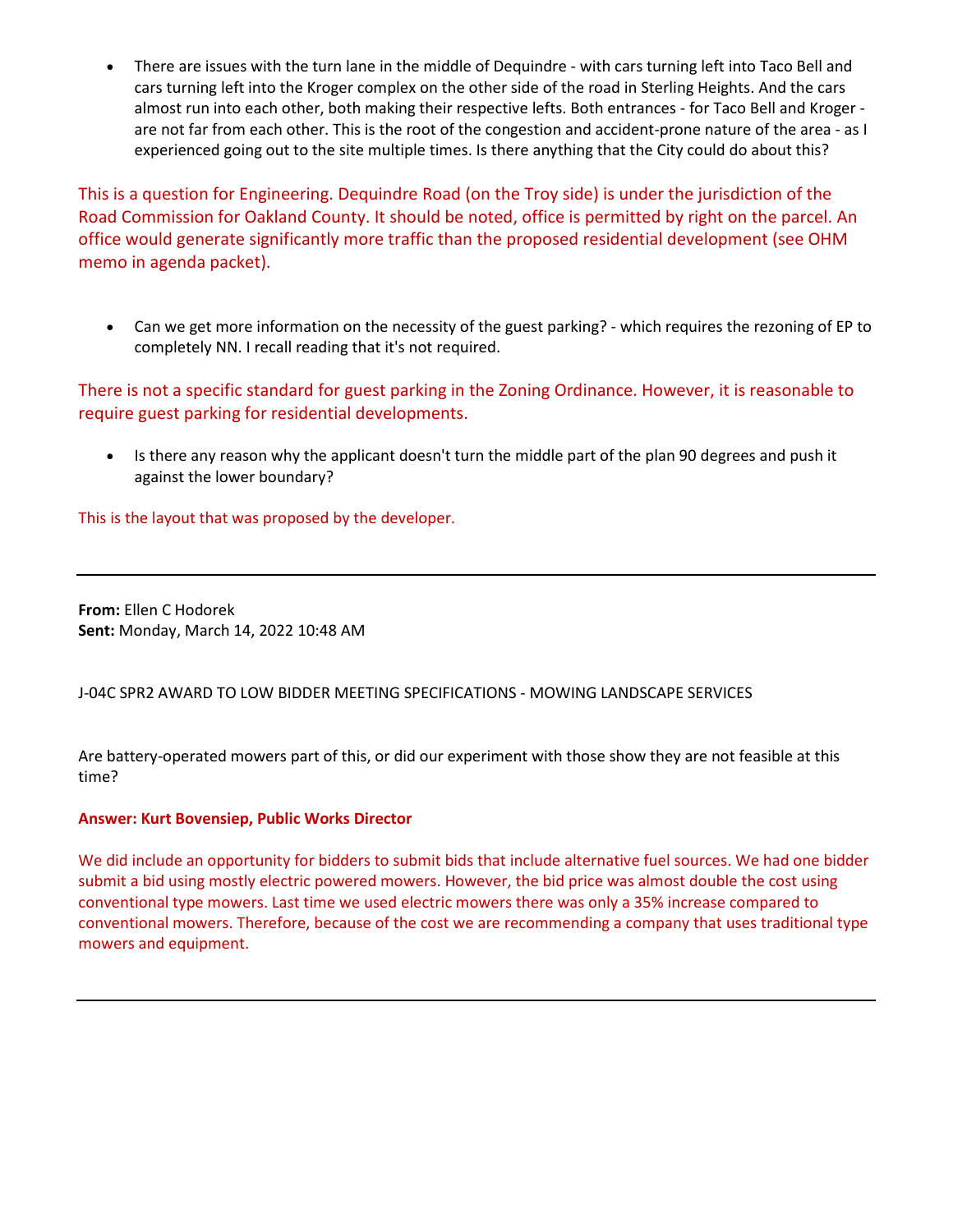- There are issues with the turn lane in the middle of Dequindre - with cars turning left into Taco Bell and cars turning left into the Kroger complex on the other side of the road in Sterling Heights. And the cars almost run into each other, both making their respective lefts. Both entrances - for Taco Bell and Kroger - are not far from each other. This is the root of the congestion and accident-prone nature of the area - as I experienced going out to the site multiple times. Is there anything that the City could do about this?

This is a question for Engineering. Dequindre Road (on the Troy side) is under the jurisdiction of the Road Commission for Oakland County. It should be noted, office is permitted by right on the parcel. An office would generate significantly more traffic than the proposed residential development (see OHM memo in agenda packet).

- Can we get more information on the necessity of the guest parking? - which requires the rezoning of EP to completely NN. I recall reading that it's not required.

There is not a specific standard for guest parking in the Zoning Ordinance. However, it is reasonable to require guest parking for residential developments.

- Is there any reason why the applicant doesn't turn the middle part of the plan 90 degrees and push it against the lower boundary?

This is the layout that was proposed by the developer.

---

**From:** Ellen C Hodorek
**Sent:** Monday, March 14, 2022 10:48 AM

J-04C SPR2 AWARD TO LOW BIDDER MEETING SPECIFICATIONS - MOWING LANDSCAPE SERVICES

Are battery-operated mowers part of this, or did our experiment with those show they are not feasible at this time?

**Answer: Kurt Bovensiep, Public Works Director**

We did include an opportunity for bidders to submit bids that include alternative fuel sources. We had one bidder submit a bid using mostly electric powered mowers. However, the bid price was almost double the cost using conventional type mowers. Last time we used electric mowers there was only a 35% increase compared to conventional mowers. Therefore, because of the cost we are recommending a company that uses traditional type mowers and equipment.

---